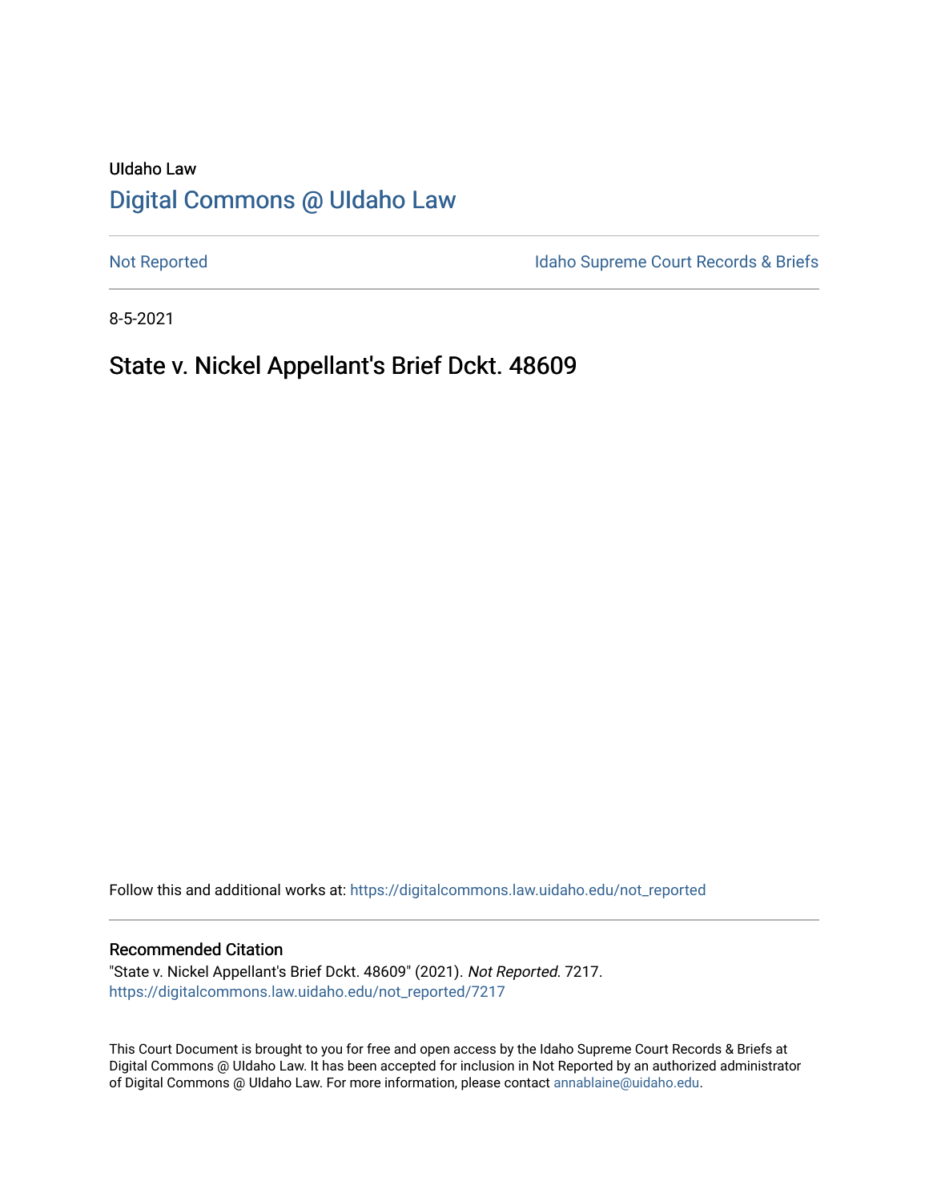UIdaho Law

# Digital Commons @ UIdaho Law

Not Reported

Idaho Supreme Court Records & Briefs

8-5-2021

## State v. Nickel Appellant's Brief Dckt. 48609

Follow this and additional works at: https://digitalcommons.law.uidaho.edu/not_reported

### Recommended Citation

"State v. Nickel Appellant's Brief Dckt. 48609" (2021). *Not Reported*. 7217.
https://digitalcommons.law.uidaho.edu/not_reported/7217

This Court Document is brought to you for free and open access by the Idaho Supreme Court Records & Briefs at Digital Commons @ UIdaho Law. It has been accepted for inclusion in Not Reported by an authorized administrator of Digital Commons @ UIdaho Law. For more information, please contact annablaine@uidaho.edu.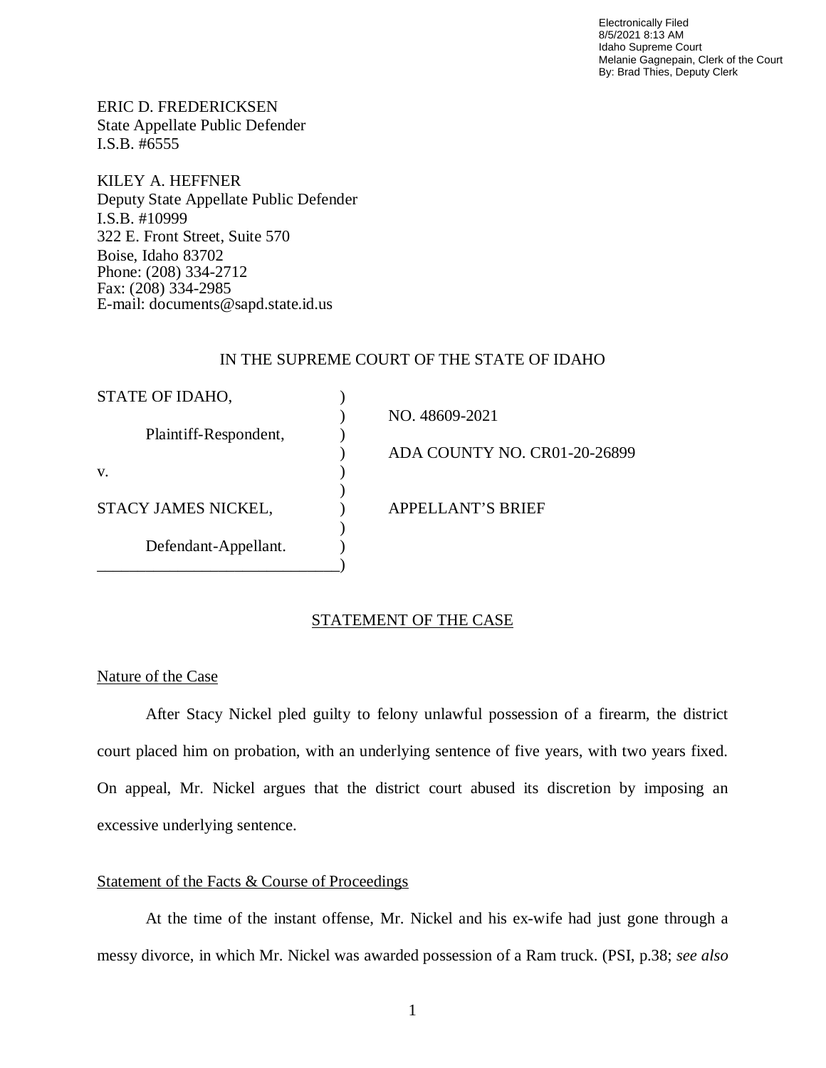Electronically Filed
8/5/2021 8:13 AM
Idaho Supreme Court
Melanie Gagnepain, Clerk of the Court
By: Brad Thies, Deputy Clerk

ERIC D. FREDERICKSEN
State Appellate Public Defender
I.S.B. #6555

KILEY A. HEFFNER
Deputy State Appellate Public Defender
I.S.B. #10999
322 E. Front Street, Suite 570
Boise, Idaho 83702
Phone: (208) 334-2712
Fax: (208) 334-2985
E-mail: documents@sapd.state.id.us

IN THE SUPREME COURT OF THE STATE OF IDAHO

| | |
|---|---|
| STATE OF IDAHO, | NO. 48609-2021 |
| Plaintiff-Respondent, | ADA COUNTY NO. CR01-20-26899 |
| v. | |
| STACY JAMES NICKEL, | APPELLANT'S BRIEF |
| Defendant-Appellant. | |

## STATEMENT OF THE CASE

### Nature of the Case

After Stacy Nickel pled guilty to felony unlawful possession of a firearm, the district court placed him on probation, with an underlying sentence of five years, with two years fixed. On appeal, Mr. Nickel argues that the district court abused its discretion by imposing an excessive underlying sentence.

### Statement of the Facts & Course of Proceedings

At the time of the instant offense, Mr. Nickel and his ex-wife had just gone through a messy divorce, in which Mr. Nickel was awarded possession of a Ram truck. (PSI, p.38; *see also*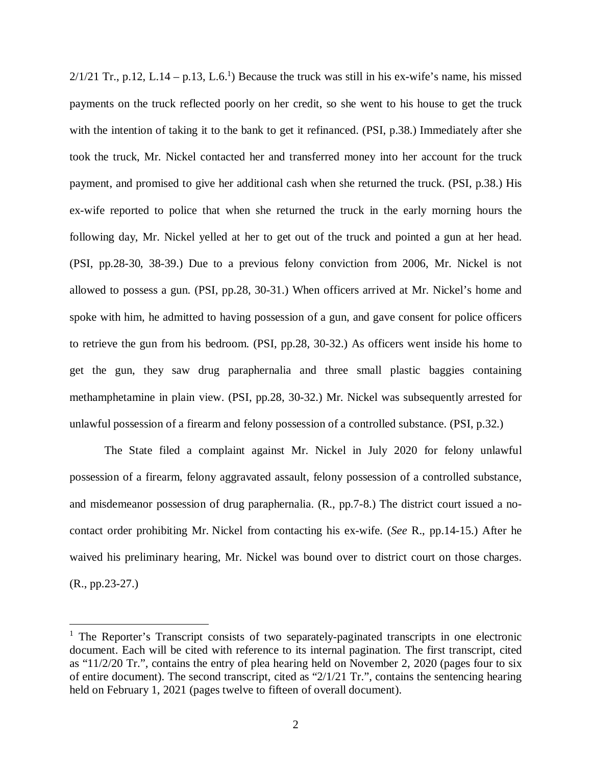2/1/21 Tr., p.12, L.14 – p.13, L.6.[1]) Because the truck was still in his ex-wife's name, his missed payments on the truck reflected poorly on her credit, so she went to his house to get the truck with the intention of taking it to the bank to get it refinanced. (PSI, p.38.) Immediately after she took the truck, Mr. Nickel contacted her and transferred money into her account for the truck payment, and promised to give her additional cash when she returned the truck. (PSI, p.38.) His ex-wife reported to police that when she returned the truck in the early morning hours the following day, Mr. Nickel yelled at her to get out of the truck and pointed a gun at her head. (PSI, pp.28-30, 38-39.) Due to a previous felony conviction from 2006, Mr. Nickel is not allowed to possess a gun. (PSI, pp.28, 30-31.) When officers arrived at Mr. Nickel's home and spoke with him, he admitted to having possession of a gun, and gave consent for police officers to retrieve the gun from his bedroom. (PSI, pp.28, 30-32.) As officers went inside his home to get the gun, they saw drug paraphernalia and three small plastic baggies containing methamphetamine in plain view. (PSI, pp.28, 30-32.) Mr. Nickel was subsequently arrested for unlawful possession of a firearm and felony possession of a controlled substance. (PSI, p.32.)

The State filed a complaint against Mr. Nickel in July 2020 for felony unlawful possession of a firearm, felony aggravated assault, felony possession of a controlled substance, and misdemeanor possession of drug paraphernalia. (R., pp.7-8.) The district court issued a no-contact order prohibiting Mr. Nickel from contacting his ex-wife. (*See* R., pp.14-15.) After he waived his preliminary hearing, Mr. Nickel was bound over to district court on those charges. (R., pp.23-27.)

[1] The Reporter's Transcript consists of two separately-paginated transcripts in one electronic document. Each will be cited with reference to its internal pagination. The first transcript, cited as "11/2/20 Tr.", contains the entry of plea hearing held on November 2, 2020 (pages four to six of entire document). The second transcript, cited as "2/1/21 Tr.", contains the sentencing hearing held on February 1, 2021 (pages twelve to fifteen of overall document).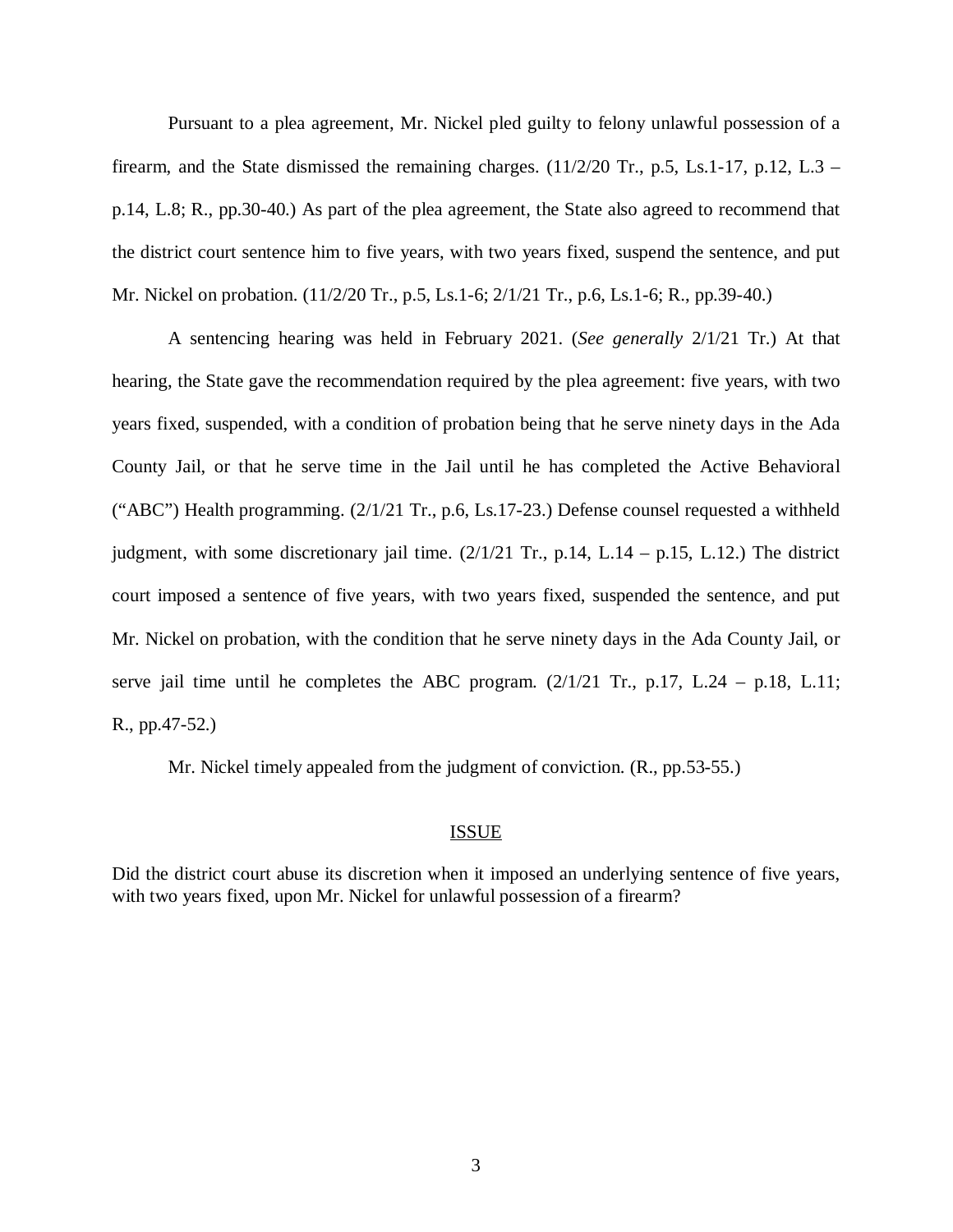Pursuant to a plea agreement, Mr. Nickel pled guilty to felony unlawful possession of a firearm, and the State dismissed the remaining charges. (11/2/20 Tr., p.5, Ls.1-17, p.12, L.3 – p.14, L.8; R., pp.30-40.) As part of the plea agreement, the State also agreed to recommend that the district court sentence him to five years, with two years fixed, suspend the sentence, and put Mr. Nickel on probation. (11/2/20 Tr., p.5, Ls.1-6; 2/1/21 Tr., p.6, Ls.1-6; R., pp.39-40.)

A sentencing hearing was held in February 2021. (*See generally* 2/1/21 Tr.) At that hearing, the State gave the recommendation required by the plea agreement: five years, with two years fixed, suspended, with a condition of probation being that he serve ninety days in the Ada County Jail, or that he serve time in the Jail until he has completed the Active Behavioral ("ABC") Health programming. (2/1/21 Tr., p.6, Ls.17-23.) Defense counsel requested a withheld judgment, with some discretionary jail time. (2/1/21 Tr., p.14, L.14 – p.15, L.12.) The district court imposed a sentence of five years, with two years fixed, suspended the sentence, and put Mr. Nickel on probation, with the condition that he serve ninety days in the Ada County Jail, or serve jail time until he completes the ABC program. (2/1/21 Tr., p.17, L.24 – p.18, L.11; R., pp.47-52.)

Mr. Nickel timely appealed from the judgment of conviction. (R., pp.53-55.)

## ISSUE

Did the district court abuse its discretion when it imposed an underlying sentence of five years, with two years fixed, upon Mr. Nickel for unlawful possession of a firearm?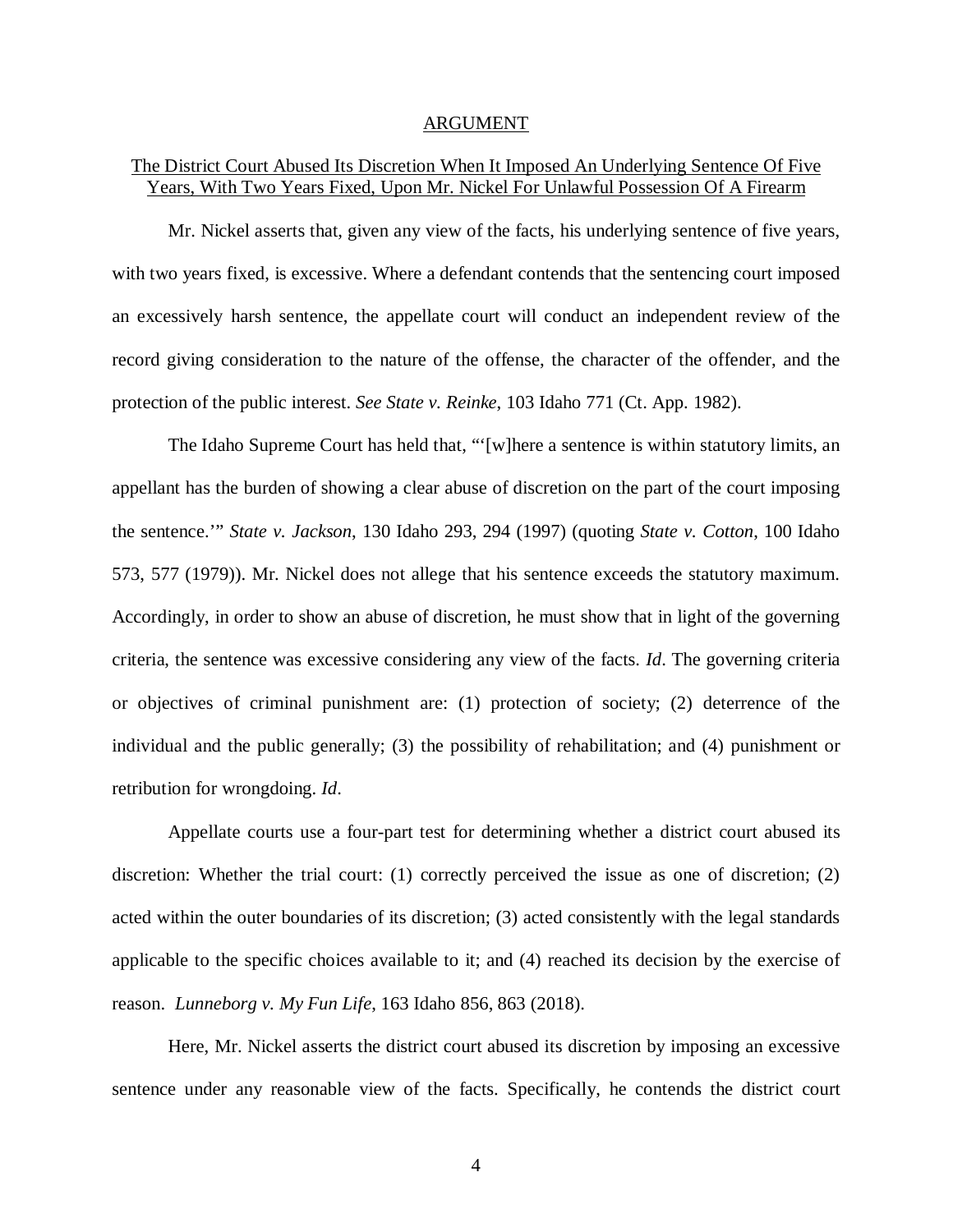## ARGUMENT

### The District Court Abused Its Discretion When It Imposed An Underlying Sentence Of Five Years, With Two Years Fixed, Upon Mr. Nickel For Unlawful Possession Of A Firearm

Mr. Nickel asserts that, given any view of the facts, his underlying sentence of five years, with two years fixed, is excessive. Where a defendant contends that the sentencing court imposed an excessively harsh sentence, the appellate court will conduct an independent review of the record giving consideration to the nature of the offense, the character of the offender, and the protection of the public interest. *See State v. Reinke*, 103 Idaho 771 (Ct. App. 1982).

The Idaho Supreme Court has held that, "'[w]here a sentence is within statutory limits, an appellant has the burden of showing a clear abuse of discretion on the part of the court imposing the sentence.'" *State v. Jackson*, 130 Idaho 293, 294 (1997) (quoting *State v. Cotton*, 100 Idaho 573, 577 (1979)). Mr. Nickel does not allege that his sentence exceeds the statutory maximum. Accordingly, in order to show an abuse of discretion, he must show that in light of the governing criteria, the sentence was excessive considering any view of the facts. *Id*. The governing criteria or objectives of criminal punishment are: (1) protection of society; (2) deterrence of the individual and the public generally; (3) the possibility of rehabilitation; and (4) punishment or retribution for wrongdoing. *Id*.

Appellate courts use a four-part test for determining whether a district court abused its discretion: Whether the trial court: (1) correctly perceived the issue as one of discretion; (2) acted within the outer boundaries of its discretion; (3) acted consistently with the legal standards applicable to the specific choices available to it; and (4) reached its decision by the exercise of reason. *Lunneborg v. My Fun Life*, 163 Idaho 856, 863 (2018).

Here, Mr. Nickel asserts the district court abused its discretion by imposing an excessive sentence under any reasonable view of the facts. Specifically, he contends the district court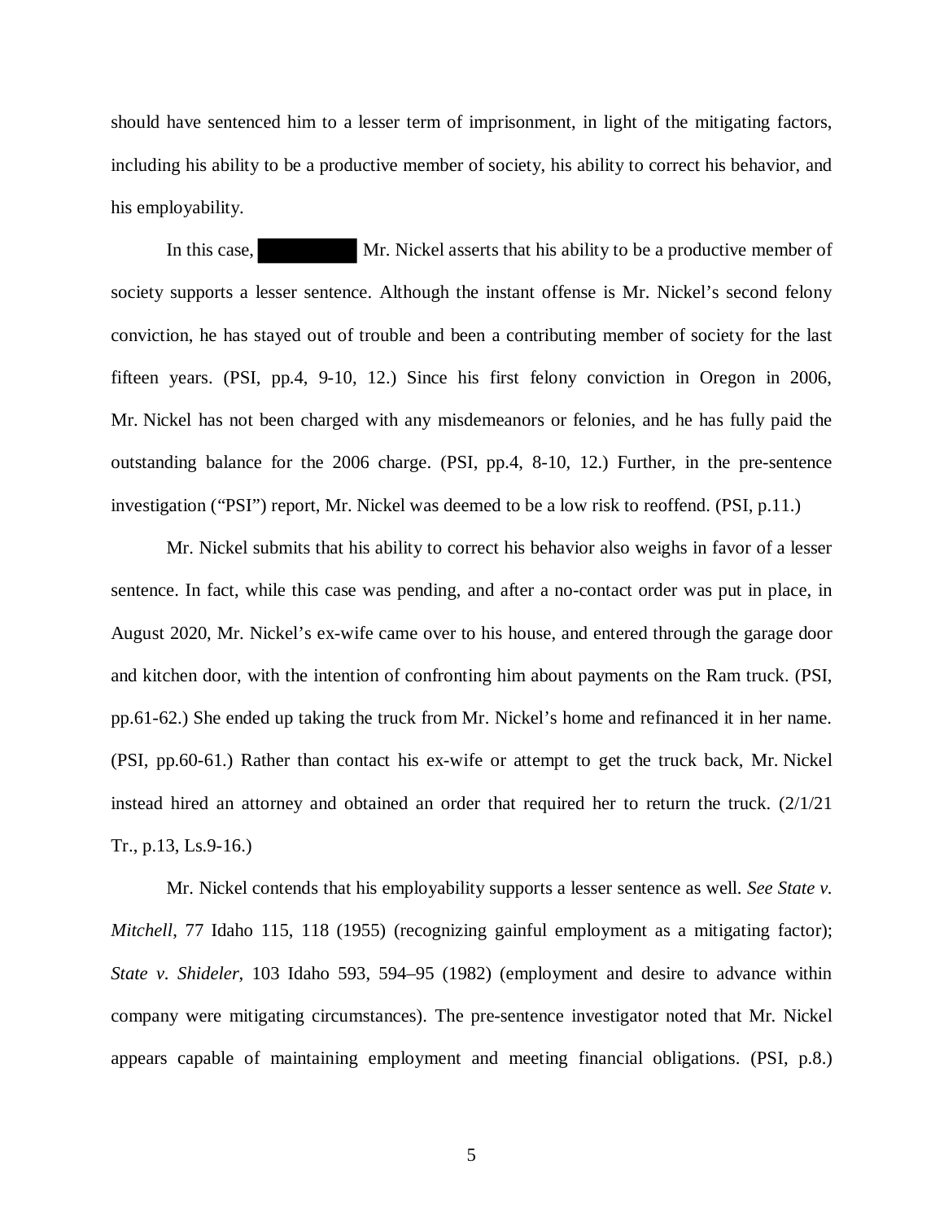should have sentenced him to a lesser term of imprisonment, in light of the mitigating factors, including his ability to be a productive member of society, his ability to correct his behavior, and his employability.

In this case, Mr. Nickel asserts that his ability to be a productive member of society supports a lesser sentence. Although the instant offense is Mr. Nickel's second felony conviction, he has stayed out of trouble and been a contributing member of society for the last fifteen years. (PSI, pp.4, 9-10, 12.) Since his first felony conviction in Oregon in 2006, Mr. Nickel has not been charged with any misdemeanors or felonies, and he has fully paid the outstanding balance for the 2006 charge. (PSI, pp.4, 8-10, 12.) Further, in the pre-sentence investigation ("PSI") report, Mr. Nickel was deemed to be a low risk to reoffend. (PSI, p.11.)

Mr. Nickel submits that his ability to correct his behavior also weighs in favor of a lesser sentence. In fact, while this case was pending, and after a no-contact order was put in place, in August 2020, Mr. Nickel's ex-wife came over to his house, and entered through the garage door and kitchen door, with the intention of confronting him about payments on the Ram truck. (PSI, pp.61-62.) She ended up taking the truck from Mr. Nickel's home and refinanced it in her name. (PSI, pp.60-61.) Rather than contact his ex-wife or attempt to get the truck back, Mr. Nickel instead hired an attorney and obtained an order that required her to return the truck. (2/1/21 Tr., p.13, Ls.9-16.)

Mr. Nickel contends that his employability supports a lesser sentence as well. *See State v. Mitchell*, 77 Idaho 115, 118 (1955) (recognizing gainful employment as a mitigating factor); *State v. Shideler*, 103 Idaho 593, 594–95 (1982) (employment and desire to advance within company were mitigating circumstances). The pre-sentence investigator noted that Mr. Nickel appears capable of maintaining employment and meeting financial obligations. (PSI, p.8.)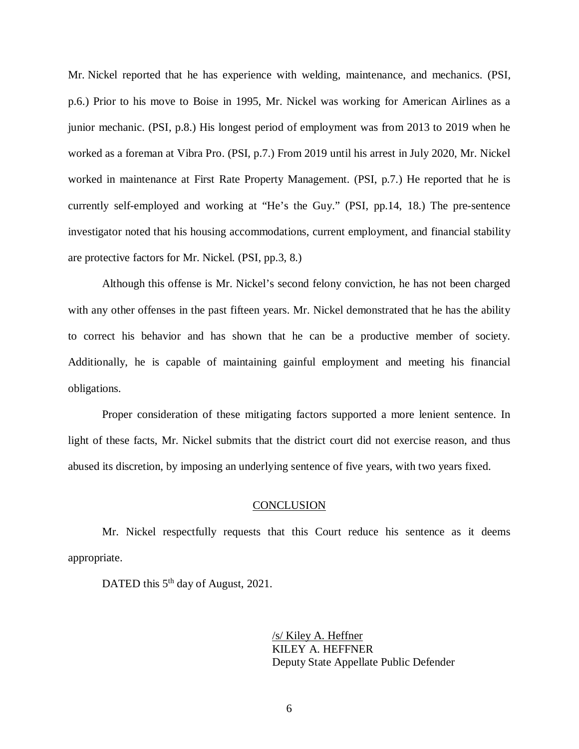Mr. Nickel reported that he has experience with welding, maintenance, and mechanics. (PSI, p.6.) Prior to his move to Boise in 1995, Mr. Nickel was working for American Airlines as a junior mechanic. (PSI, p.8.) His longest period of employment was from 2013 to 2019 when he worked as a foreman at Vibra Pro. (PSI, p.7.) From 2019 until his arrest in July 2020, Mr. Nickel worked in maintenance at First Rate Property Management. (PSI, p.7.) He reported that he is currently self-employed and working at "He's the Guy." (PSI, pp.14, 18.) The pre-sentence investigator noted that his housing accommodations, current employment, and financial stability are protective factors for Mr. Nickel. (PSI, pp.3, 8.)

Although this offense is Mr. Nickel's second felony conviction, he has not been charged with any other offenses in the past fifteen years. Mr. Nickel demonstrated that he has the ability to correct his behavior and has shown that he can be a productive member of society. Additionally, he is capable of maintaining gainful employment and meeting his financial obligations.

Proper consideration of these mitigating factors supported a more lenient sentence. In light of these facts, Mr. Nickel submits that the district court did not exercise reason, and thus abused its discretion, by imposing an underlying sentence of five years, with two years fixed.

## CONCLUSION

Mr. Nickel respectfully requests that this Court reduce his sentence as it deems appropriate.

DATED this 5th day of August, 2021.

/s/ Kiley A. Heffner
KILEY A. HEFFNER
Deputy State Appellate Public Defender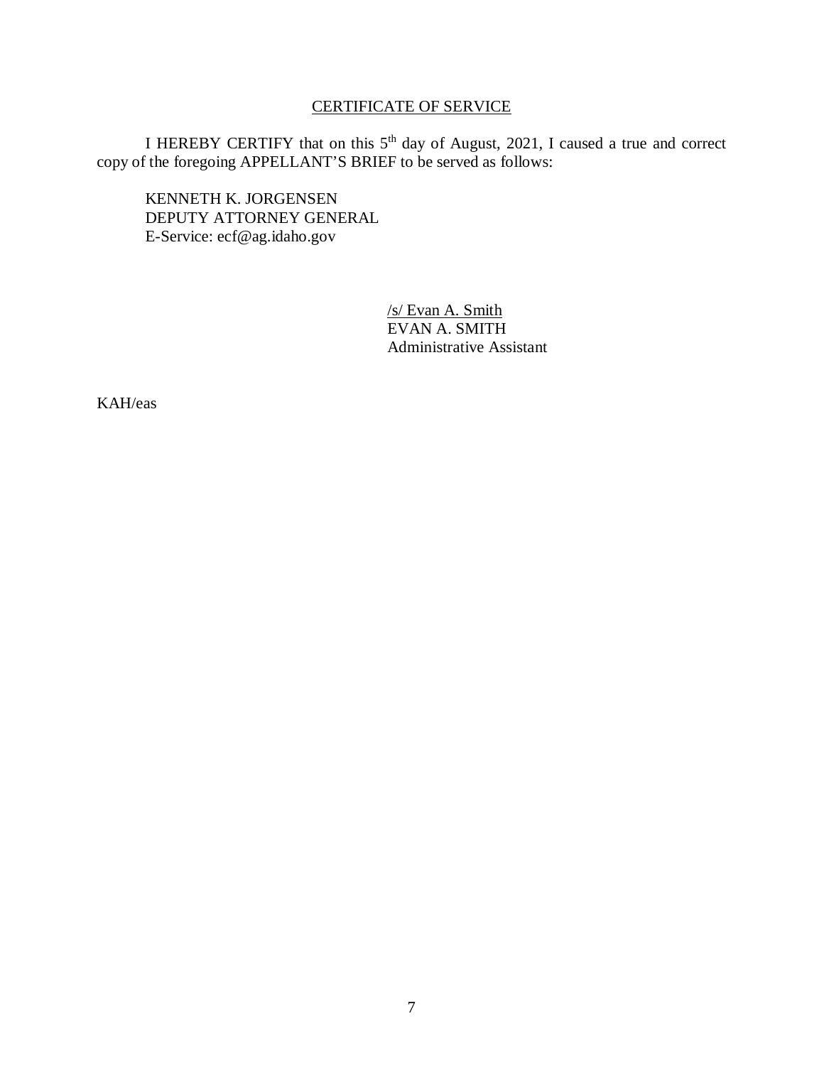## CERTIFICATE OF SERVICE

I HEREBY CERTIFY that on this 5th day of August, 2021, I caused a true and correct copy of the foregoing APPELLANT'S BRIEF to be served as follows:

KENNETH K. JORGENSEN
DEPUTY ATTORNEY GENERAL
E-Service: ecf@ag.idaho.gov

/s/ Evan A. Smith
EVAN A. SMITH
Administrative Assistant

KAH/eas